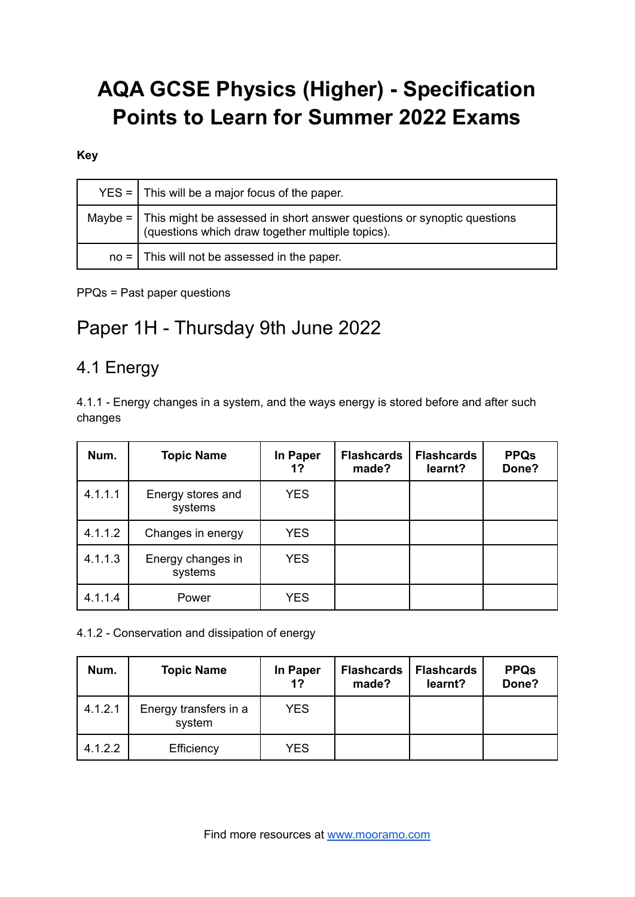# AQA GCSE Physics (Higher) - Specification Points to Learn for Summer 2022 Exams

**Key**

| | |
|---|---|
| YES = | This will be a major focus of the paper. |
| Maybe = | This might be assessed in short answer questions or synoptic questions (questions which draw together multiple topics). |
| no = | This will not be assessed in the paper. |

PPQs = Past paper questions

## Paper 1H - Thursday 9th June 2022

### 4.1 Energy

4.1.1 - Energy changes in a system, and the ways energy is stored before and after such changes

| Num. | Topic Name | In Paper 1? | Flashcards made? | Flashcards learnt? | PPQs Done? |
|---|---|---|---|---|---|
| 4.1.1.1 | Energy stores and systems | YES | | | |
| 4.1.1.2 | Changes in energy | YES | | | |
| 4.1.1.3 | Energy changes in systems | YES | | | |
| 4.1.1.4 | Power | YES | | | |

4.1.2 - Conservation and dissipation of energy

| Num. | Topic Name | In Paper 1? | Flashcards made? | Flashcards learnt? | PPQs Done? |
|---|---|---|---|---|---|
| 4.1.2.1 | Energy transfers in a system | YES | | | |
| 4.1.2.2 | Efficiency | YES | | | |

Find more resources at www.mooramo.com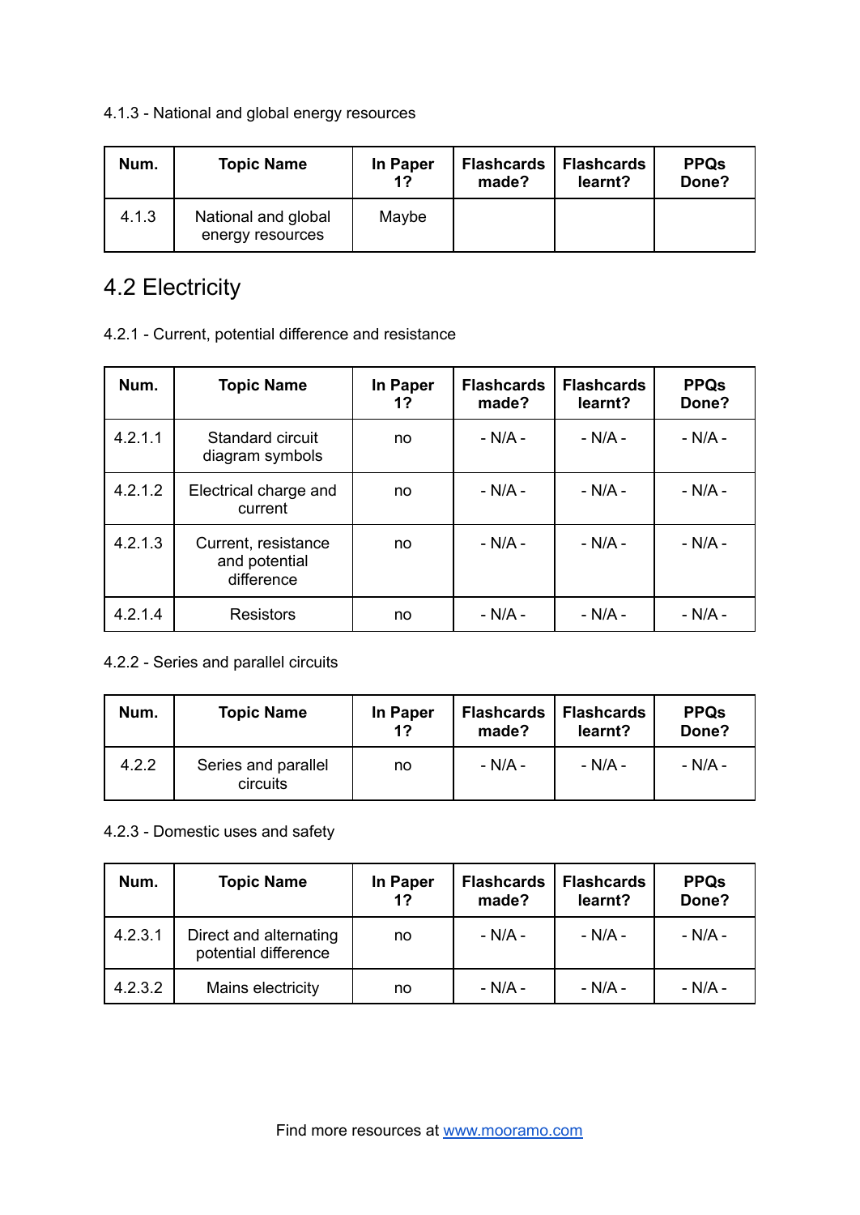4.1.3 - National and global energy resources

| Num. | Topic Name | In Paper 1? | Flashcards made? | Flashcards learnt? | PPQs Done? |
|---|---|---|---|---|---|
| 4.1.3 | National and global energy resources | Maybe | | | |

## 4.2 Electricity

4.2.1 - Current, potential difference and resistance

| Num. | Topic Name | In Paper 1? | Flashcards made? | Flashcards learnt? | PPQs Done? |
|---|---|---|---|---|---|
| 4.2.1.1 | Standard circuit diagram symbols | no | - N/A - | - N/A - | - N/A - |
| 4.2.1.2 | Electrical charge and current | no | - N/A - | - N/A - | - N/A - |
| 4.2.1.3 | Current, resistance and potential difference | no | - N/A - | - N/A - | - N/A - |
| 4.2.1.4 | Resistors | no | - N/A - | - N/A - | - N/A - |

4.2.2 - Series and parallel circuits

| Num. | Topic Name | In Paper 1? | Flashcards made? | Flashcards learnt? | PPQs Done? |
|---|---|---|---|---|---|
| 4.2.2 | Series and parallel circuits | no | - N/A - | - N/A - | - N/A - |

4.2.3 - Domestic uses and safety

| Num. | Topic Name | In Paper 1? | Flashcards made? | Flashcards learnt? | PPQs Done? |
|---|---|---|---|---|---|
| 4.2.3.1 | Direct and alternating potential difference | no | - N/A - | - N/A - | - N/A - |
| 4.2.3.2 | Mains electricity | no | - N/A - | - N/A - | - N/A - |

Find more resources at [www.mooramo.com](http://www.mooramo.com)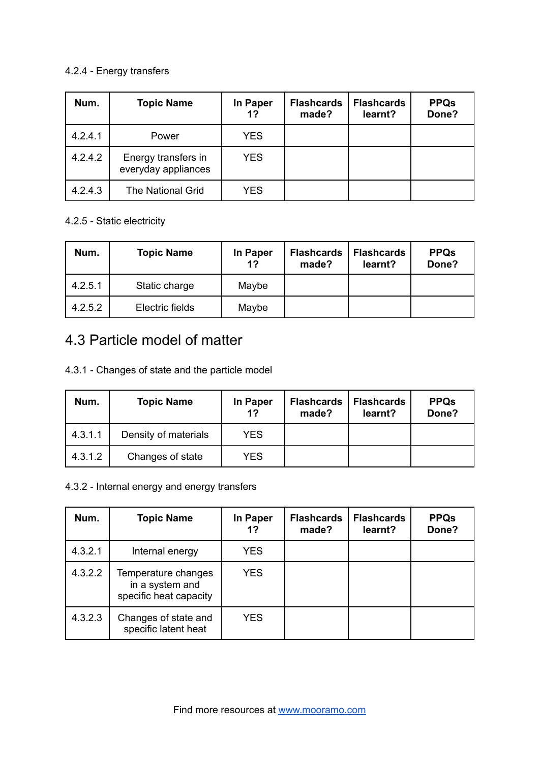4.2.4 - Energy transfers

| Num. | Topic Name | In Paper 1? | Flashcards made? | Flashcards learnt? | PPQs Done? |
|---|---|---|---|---|---|
| 4.2.4.1 | Power | YES | | | |
| 4.2.4.2 | Energy transfers in everyday appliances | YES | | | |
| 4.2.4.3 | The National Grid | YES | | | |

4.2.5 - Static electricity

| Num. | Topic Name | In Paper 1? | Flashcards made? | Flashcards learnt? | PPQs Done? |
|---|---|---|---|---|---|
| 4.2.5.1 | Static charge | Maybe | | | |
| 4.2.5.2 | Electric fields | Maybe | | | |

## 4.3 Particle model of matter

4.3.1 - Changes of state and the particle model

| Num. | Topic Name | In Paper 1? | Flashcards made? | Flashcards learnt? | PPQs Done? |
|---|---|---|---|---|---|
| 4.3.1.1 | Density of materials | YES | | | |
| 4.3.1.2 | Changes of state | YES | | | |

4.3.2 - Internal energy and energy transfers

| Num. | Topic Name | In Paper 1? | Flashcards made? | Flashcards learnt? | PPQs Done? |
|---|---|---|---|---|---|
| 4.3.2.1 | Internal energy | YES | | | |
| 4.3.2.2 | Temperature changes in a system and specific heat capacity | YES | | | |
| 4.3.2.3 | Changes of state and specific latent heat | YES | | | |

Find more resources at www.mooramo.com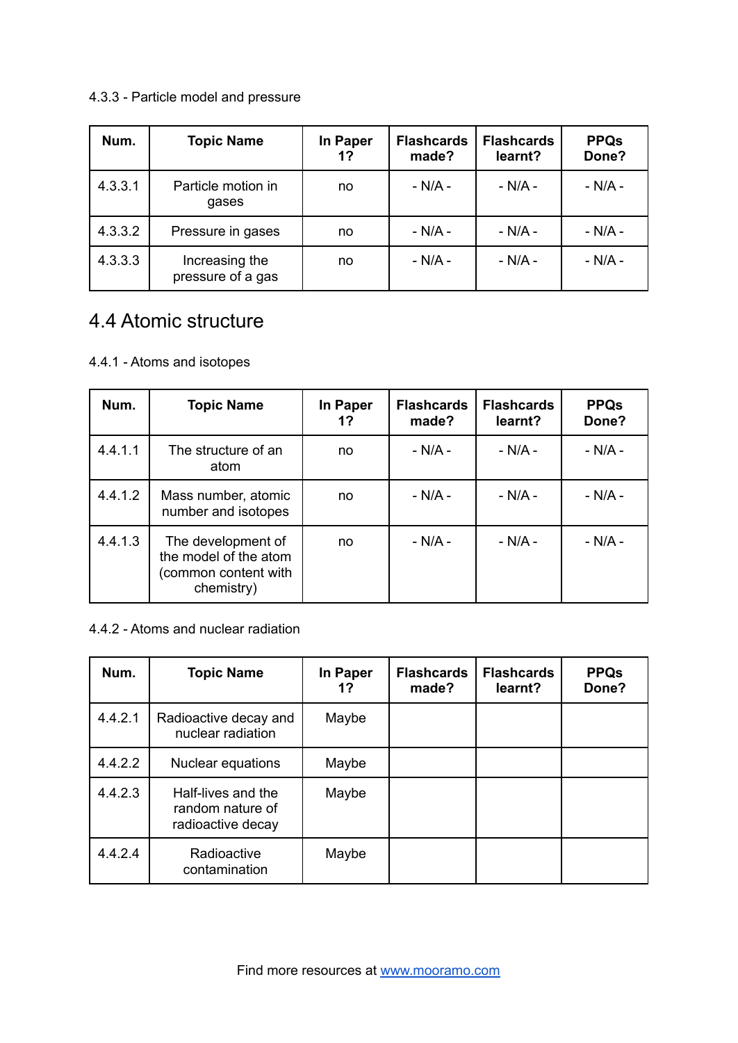4.3.3 - Particle model and pressure

| Num. | Topic Name | In Paper 1? | Flashcards made? | Flashcards learnt? | PPQs Done? |
|---|---|---|---|---|---|
| 4.3.3.1 | Particle motion in gases | no | - N/A - | - N/A - | - N/A - |
| 4.3.3.2 | Pressure in gases | no | - N/A - | - N/A - | - N/A - |
| 4.3.3.3 | Increasing the pressure of a gas | no | - N/A - | - N/A - | - N/A - |

## 4.4 Atomic structure

4.4.1 - Atoms and isotopes

| Num. | Topic Name | In Paper 1? | Flashcards made? | Flashcards learnt? | PPQs Done? |
|---|---|---|---|---|---|
| 4.4.1.1 | The structure of an atom | no | - N/A - | - N/A - | - N/A - |
| 4.4.1.2 | Mass number, atomic number and isotopes | no | - N/A - | - N/A - | - N/A - |
| 4.4.1.3 | The development of the model of the atom (common content with chemistry) | no | - N/A - | - N/A - | - N/A - |

4.4.2 - Atoms and nuclear radiation

| Num. | Topic Name | In Paper 1? | Flashcards made? | Flashcards learnt? | PPQs Done? |
|---|---|---|---|---|---|
| 4.4.2.1 | Radioactive decay and nuclear radiation | Maybe | | | |
| 4.4.2.2 | Nuclear equations | Maybe | | | |
| 4.4.2.3 | Half-lives and the random nature of radioactive decay | Maybe | | | |
| 4.4.2.4 | Radioactive contamination | Maybe | | | |

Find more resources at www.mooramo.com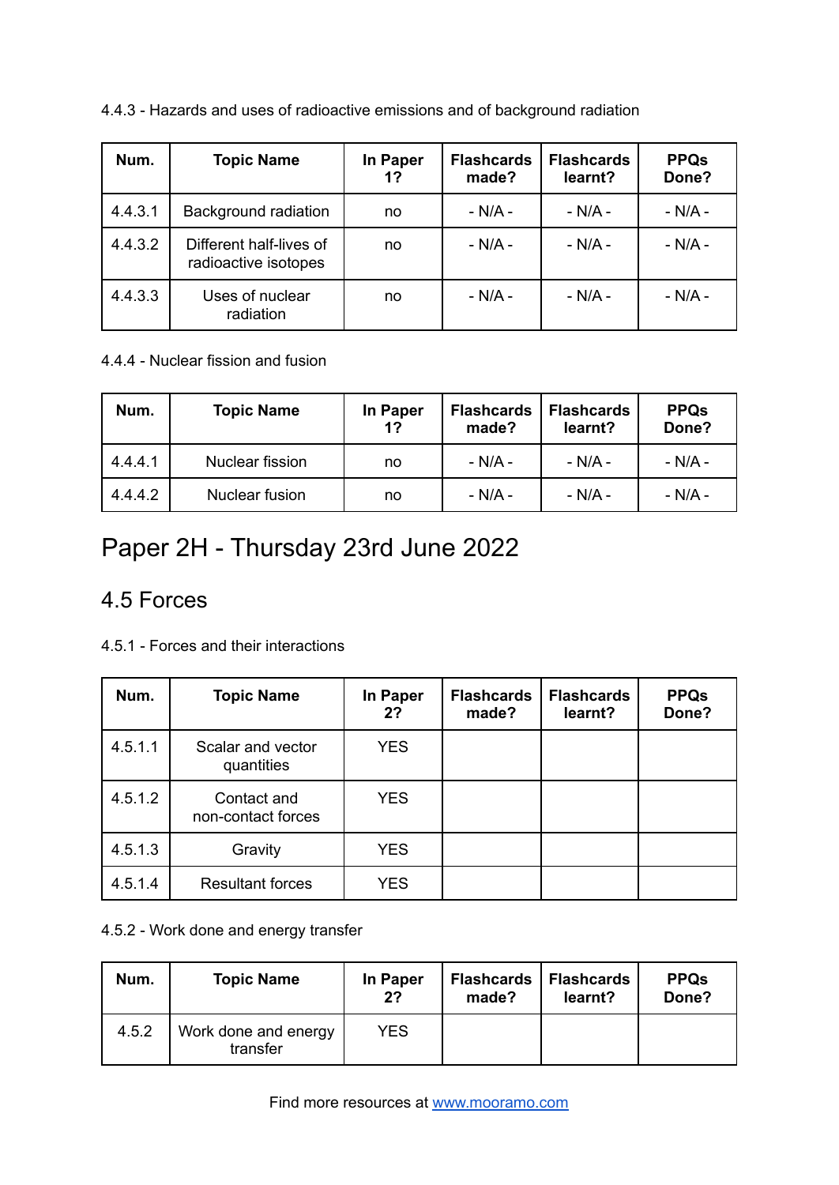4.4.3 - Hazards and uses of radioactive emissions and of background radiation

| Num. | Topic Name | In Paper 1? | Flashcards made? | Flashcards learnt? | PPQs Done? |
|---|---|---|---|---|---|
| 4.4.3.1 | Background radiation | no | - N/A - | - N/A - | - N/A - |
| 4.4.3.2 | Different half-lives of radioactive isotopes | no | - N/A - | - N/A - | - N/A - |
| 4.4.3.3 | Uses of nuclear radiation | no | - N/A - | - N/A - | - N/A - |

4.4.4 - Nuclear fission and fusion

| Num. | Topic Name | In Paper 1? | Flashcards made? | Flashcards learnt? | PPQs Done? |
|---|---|---|---|---|---|
| 4.4.4.1 | Nuclear fission | no | - N/A - | - N/A - | - N/A - |
| 4.4.4.2 | Nuclear fusion | no | - N/A - | - N/A - | - N/A - |

# Paper 2H - Thursday 23rd June 2022

## 4.5 Forces

4.5.1 - Forces and their interactions

| Num. | Topic Name | In Paper 2? | Flashcards made? | Flashcards learnt? | PPQs Done? |
|---|---|---|---|---|---|
| 4.5.1.1 | Scalar and vector quantities | YES | | | |
| 4.5.1.2 | Contact and non-contact forces | YES | | | |
| 4.5.1.3 | Gravity | YES | | | |
| 4.5.1.4 | Resultant forces | YES | | | |

4.5.2 - Work done and energy transfer

| Num. | Topic Name | In Paper 2? | Flashcards made? | Flashcards learnt? | PPQs Done? |
|---|---|---|---|---|---|
| 4.5.2 | Work done and energy transfer | YES | | | |

Find more resources at [www.mooramo.com](www.mooramo.com)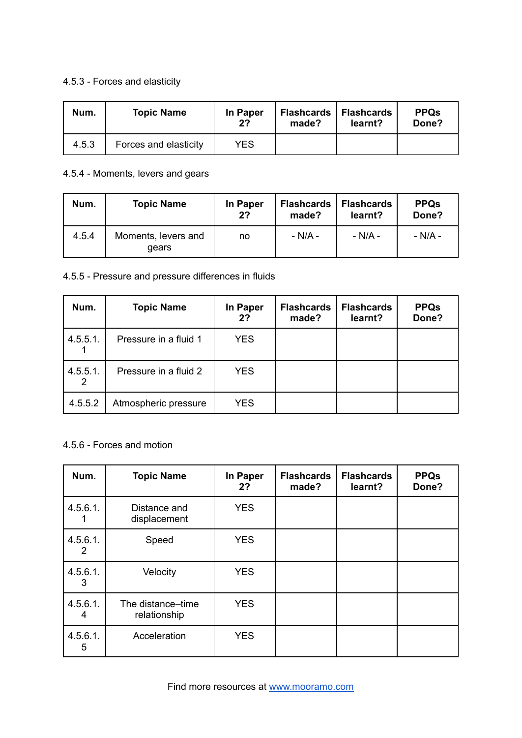4.5.3 - Forces and elasticity

| Num. | Topic Name | In Paper 2? | Flashcards made? | Flashcards learnt? | PPQs Done? |
|---|---|---|---|---|---|
| 4.5.3 | Forces and elasticity | YES | | | |

4.5.4 - Moments, levers and gears

| Num. | Topic Name | In Paper 2? | Flashcards made? | Flashcards learnt? | PPQs Done? |
|---|---|---|---|---|---|
| 4.5.4 | Moments, levers and gears | no | - N/A - | - N/A - | - N/A - |

4.5.5 - Pressure and pressure differences in fluids

| Num. | Topic Name | In Paper 2? | Flashcards made? | Flashcards learnt? | PPQs Done? |
|---|---|---|---|---|---|
| 4.5.5.1.1 | Pressure in a fluid 1 | YES | | | |
| 4.5.5.1.2 | Pressure in a fluid 2 | YES | | | |
| 4.5.5.2 | Atmospheric pressure | YES | | | |

4.5.6 - Forces and motion

| Num. | Topic Name | In Paper 2? | Flashcards made? | Flashcards learnt? | PPQs Done? |
|---|---|---|---|---|---|
| 4.5.6.1.1 | Distance and displacement | YES | | | |
| 4.5.6.1.2 | Speed | YES | | | |
| 4.5.6.1.3 | Velocity | YES | | | |
| 4.5.6.1.4 | The distance–time relationship | YES | | | |
| 4.5.6.1.5 | Acceleration | YES | | | |

Find more resources at [www.mooramo.com](http://www.mooramo.com)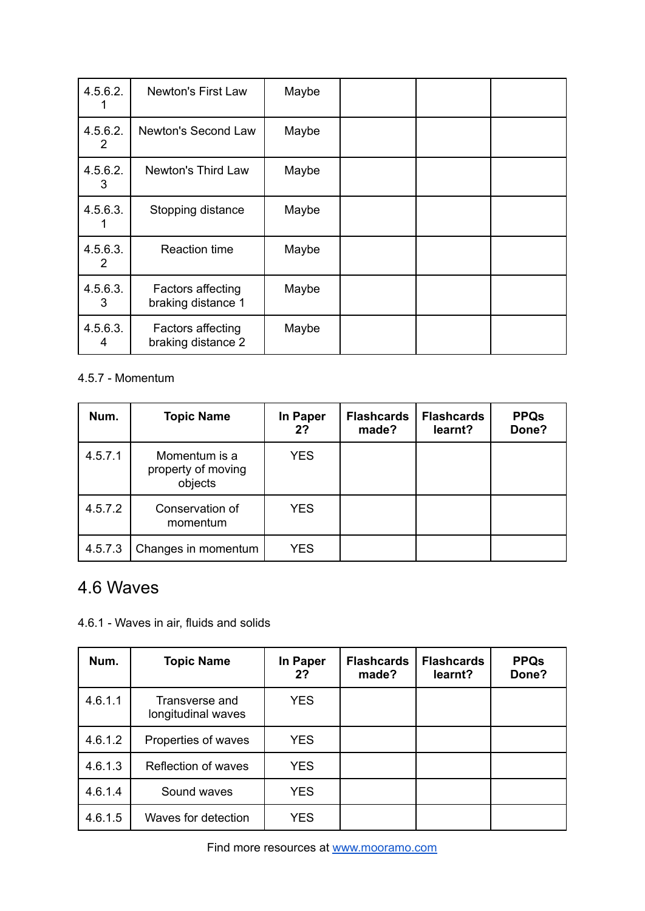| 4.5.6.2.1 | Newton's First Law | Maybe | | | |
|---|---|---|---|---|---|
| 4.5.6.2.2 | Newton's Second Law | Maybe | | | |
| 4.5.6.2.3 | Newton's Third Law | Maybe | | | |
| 4.5.6.3.1 | Stopping distance | Maybe | | | |
| 4.5.6.3.2 | Reaction time | Maybe | | | |
| 4.5.6.3.3 | Factors affecting braking distance 1 | Maybe | | | |
| 4.5.6.3.4 | Factors affecting braking distance 2 | Maybe | | | |

4.5.7 - Momentum

| Num. | Topic Name | In Paper 2? | Flashcards made? | Flashcards learnt? | PPQs Done? |
|---|---|---|---|---|---|
| 4.5.7.1 | Momentum is a property of moving objects | YES | | | |
| 4.5.7.2 | Conservation of momentum | YES | | | |
| 4.5.7.3 | Changes in momentum | YES | | | |

## 4.6 Waves

4.6.1 - Waves in air, fluids and solids

| Num. | Topic Name | In Paper 2? | Flashcards made? | Flashcards learnt? | PPQs Done? |
|---|---|---|---|---|---|
| 4.6.1.1 | Transverse and longitudinal waves | YES | | | |
| 4.6.1.2 | Properties of waves | YES | | | |
| 4.6.1.3 | Reflection of waves | YES | | | |
| 4.6.1.4 | Sound waves | YES | | | |
| 4.6.1.5 | Waves for detection | YES | | | |

Find more resources at www.mooramo.com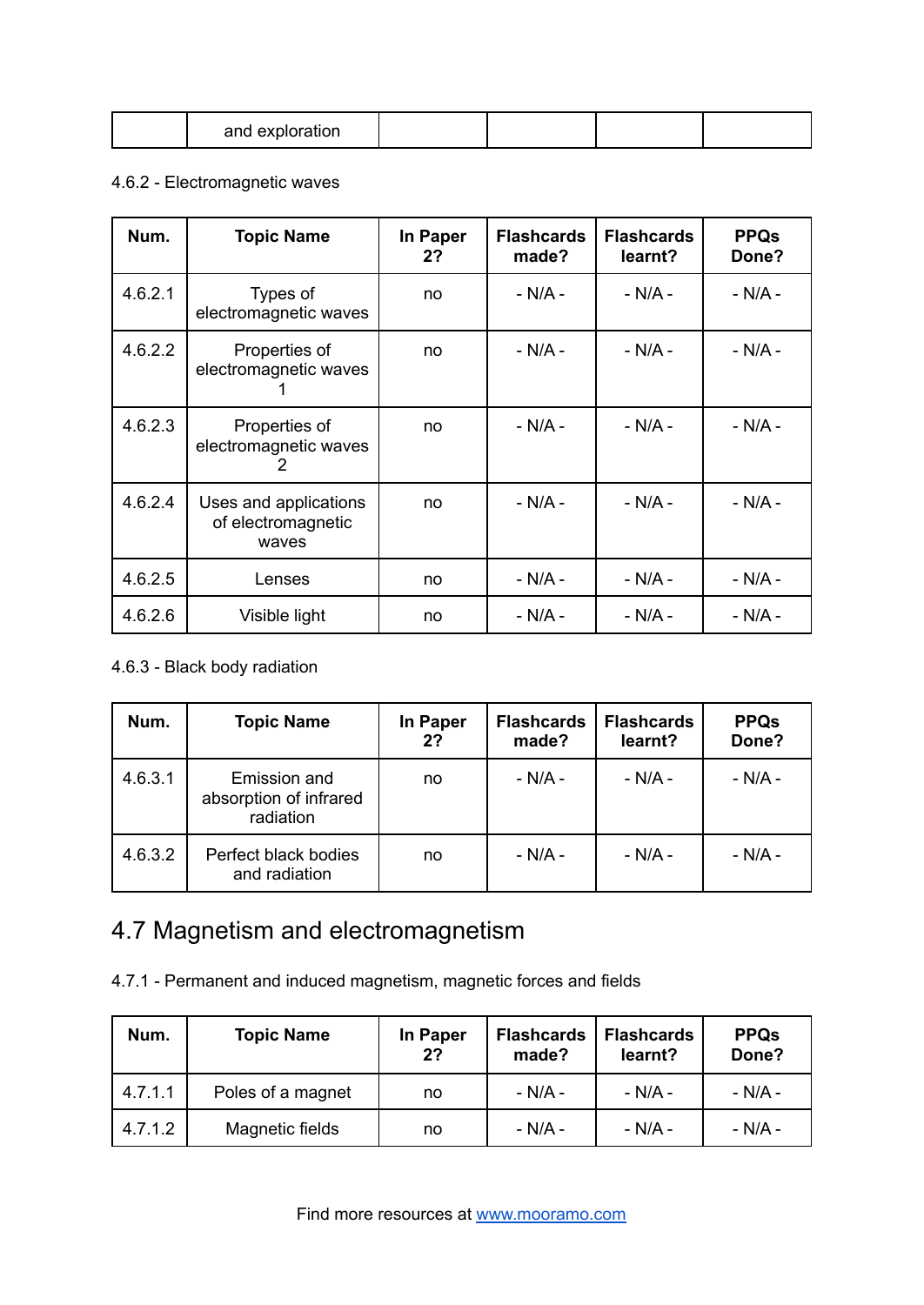| | and exploration | | | | |
|---|---|---|---|---|---|

4.6.2 - Electromagnetic waves

| Num. | Topic Name | In Paper 2? | Flashcards made? | Flashcards learnt? | PPQs Done? |
|---|---|---|---|---|---|
| 4.6.2.1 | Types of electromagnetic waves | no | - N/A - | - N/A - | - N/A - |
| 4.6.2.2 | Properties of electromagnetic waves 1 | no | - N/A - | - N/A - | - N/A - |
| 4.6.2.3 | Properties of electromagnetic waves 2 | no | - N/A - | - N/A - | - N/A - |
| 4.6.2.4 | Uses and applications of electromagnetic waves | no | - N/A - | - N/A - | - N/A - |
| 4.6.2.5 | Lenses | no | - N/A - | - N/A - | - N/A - |
| 4.6.2.6 | Visible light | no | - N/A - | - N/A - | - N/A - |

4.6.3 - Black body radiation

| Num. | Topic Name | In Paper 2? | Flashcards made? | Flashcards learnt? | PPQs Done? |
|---|---|---|---|---|---|
| 4.6.3.1 | Emission and absorption of infrared radiation | no | - N/A - | - N/A - | - N/A - |
| 4.6.3.2 | Perfect black bodies and radiation | no | - N/A - | - N/A - | - N/A - |

# 4.7 Magnetism and electromagnetism

4.7.1 - Permanent and induced magnetism, magnetic forces and fields

| Num. | Topic Name | In Paper 2? | Flashcards made? | Flashcards learnt? | PPQs Done? |
|---|---|---|---|---|---|
| 4.7.1.1 | Poles of a magnet | no | - N/A - | - N/A - | - N/A - |
| 4.7.1.2 | Magnetic fields | no | - N/A - | - N/A - | - N/A - |

Find more resources at [www.mooramo.com](http://www.mooramo.com)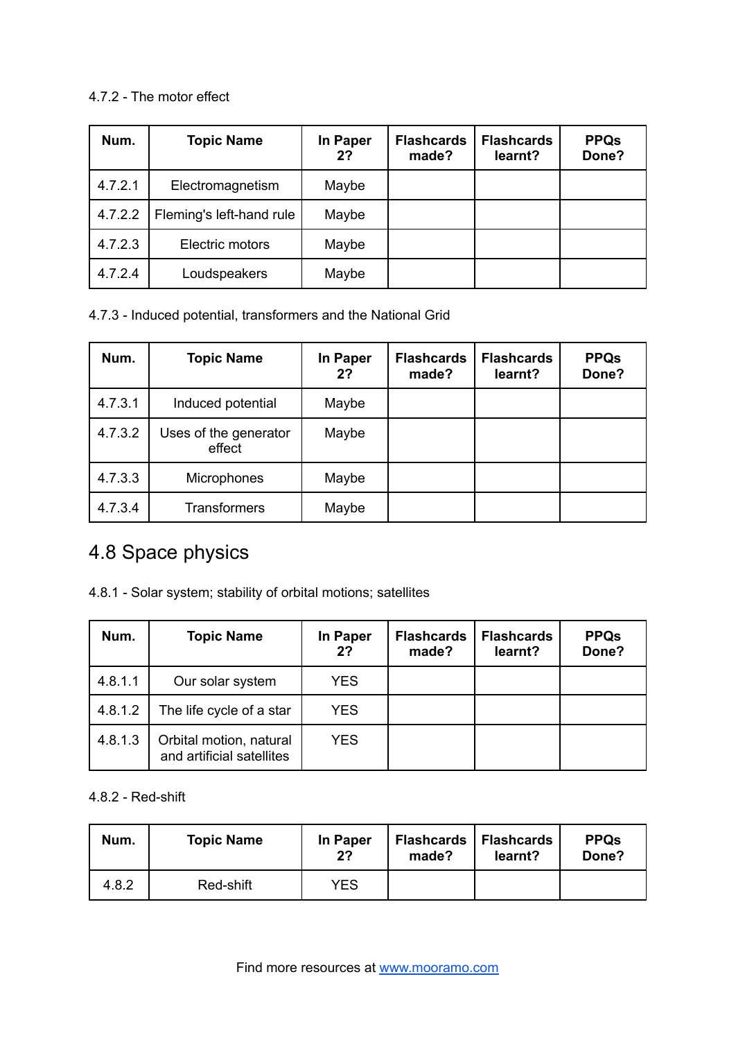4.7.2 - The motor effect

| Num. | Topic Name | In Paper 2? | Flashcards made? | Flashcards learnt? | PPQs Done? |
|---|---|---|---|---|---|
| 4.7.2.1 | Electromagnetism | Maybe | | | |
| 4.7.2.2 | Fleming's left-hand rule | Maybe | | | |
| 4.7.2.3 | Electric motors | Maybe | | | |
| 4.7.2.4 | Loudspeakers | Maybe | | | |

4.7.3 - Induced potential, transformers and the National Grid

| Num. | Topic Name | In Paper 2? | Flashcards made? | Flashcards learnt? | PPQs Done? |
|---|---|---|---|---|---|
| 4.7.3.1 | Induced potential | Maybe | | | |
| 4.7.3.2 | Uses of the generator effect | Maybe | | | |
| 4.7.3.3 | Microphones | Maybe | | | |
| 4.7.3.4 | Transformers | Maybe | | | |

## 4.8 Space physics

4.8.1 - Solar system; stability of orbital motions; satellites

| Num. | Topic Name | In Paper 2? | Flashcards made? | Flashcards learnt? | PPQs Done? |
|---|---|---|---|---|---|
| 4.8.1.1 | Our solar system | YES | | | |
| 4.8.1.2 | The life cycle of a star | YES | | | |
| 4.8.1.3 | Orbital motion, natural and artificial satellites | YES | | | |

4.8.2 - Red-shift

| Num. | Topic Name | In Paper 2? | Flashcards made? | Flashcards learnt? | PPQs Done? |
|---|---|---|---|---|---|
| 4.8.2 | Red-shift | YES | | | |

Find more resources at www.mooramo.com